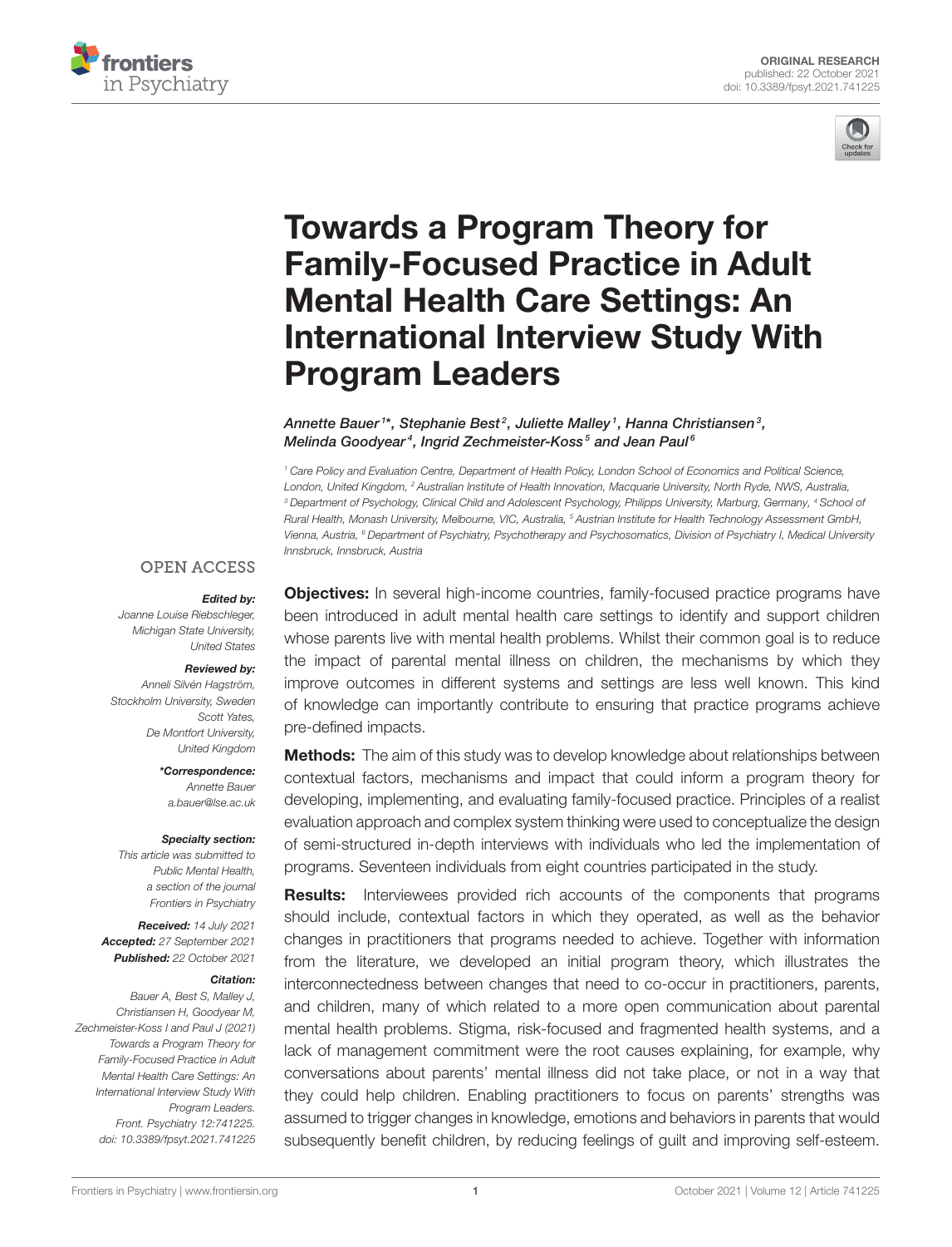ORIGINAL RESEARCH
published: 22 October 2021
doi: 10.3389/fpsyt.2021.741225

# Towards a Program Theory for Family-Focused Practice in Adult Mental Health Care Settings: An International Interview Study With Program Leaders

*Annette Bauer[1]\*, Stephanie Best[2], Juliette Malley[1], Hanna Christiansen[3], Melinda Goodyear[4], Ingrid Zechmeister-Koss[5] and Jean Paul[6]*

[1] Care Policy and Evaluation Centre, Department of Health Policy, London School of Economics and Political Science, London, United Kingdom, [2] Australian Institute of Health Innovation, Macquarie University, North Ryde, NWS, Australia, [3] Department of Psychology, Clinical Child and Adolescent Psychology, Philipps University, Marburg, Germany, [4] School of Rural Health, Monash University, Melbourne, VIC, Australia, [5] Austrian Institute for Health Technology Assessment GmbH, Vienna, Austria, [6] Department of Psychiatry, Psychotherapy and Psychosomatics, Division of Psychiatry I, Medical University Innsbruck, Innsbruck, Austria

OPEN ACCESS

***Edited by:***
*Joanne Louise Riebschleger, Michigan State University, United States*

***Reviewed by:***
*Anneli Silvén Hagström, Stockholm University, Sweden*
*Scott Yates, De Montfort University, United Kingdom*

***\*Correspondence:***
*Annette Bauer*
*a.bauer@lse.ac.uk*

***Specialty section:***
*This article was submitted to Public Mental Health, a section of the journal Frontiers in Psychiatry*

***Received:*** *14 July 2021*
***Accepted:*** *27 September 2021*
***Published:*** *22 October 2021*

***Citation:***
*Bauer A, Best S, Malley J, Christiansen H, Goodyear M, Zechmeister-Koss I and Paul J (2021) Towards a Program Theory for Family-Focused Practice in Adult Mental Health Care Settings: An International Interview Study With Program Leaders. Front. Psychiatry 12:741225. doi: 10.3389/fpsyt.2021.741225*

**Objectives:** In several high-income countries, family-focused practice programs have been introduced in adult mental health care settings to identify and support children whose parents live with mental health problems. Whilst their common goal is to reduce the impact of parental mental illness on children, the mechanisms by which they improve outcomes in different systems and settings are less well known. This kind of knowledge can importantly contribute to ensuring that practice programs achieve pre-defined impacts.

**Methods:** The aim of this study was to develop knowledge about relationships between contextual factors, mechanisms and impact that could inform a program theory for developing, implementing, and evaluating family-focused practice. Principles of a realist evaluation approach and complex system thinking were used to conceptualize the design of semi-structured in-depth interviews with individuals who led the implementation of programs. Seventeen individuals from eight countries participated in the study.

**Results:** Interviewees provided rich accounts of the components that programs should include, contextual factors in which they operated, as well as the behavior changes in practitioners that programs needed to achieve. Together with information from the literature, we developed an initial program theory, which illustrates the interconnectedness between changes that need to co-occur in practitioners, parents, and children, many of which related to a more open communication about parental mental health problems. Stigma, risk-focused and fragmented health systems, and a lack of management commitment were the root causes explaining, for example, why conversations about parents' mental illness did not take place, or not in a way that they could help children. Enabling practitioners to focus on parents' strengths was assumed to trigger changes in knowledge, emotions and behaviors in parents that would subsequently benefit children, by reducing feelings of guilt and improving self-esteem.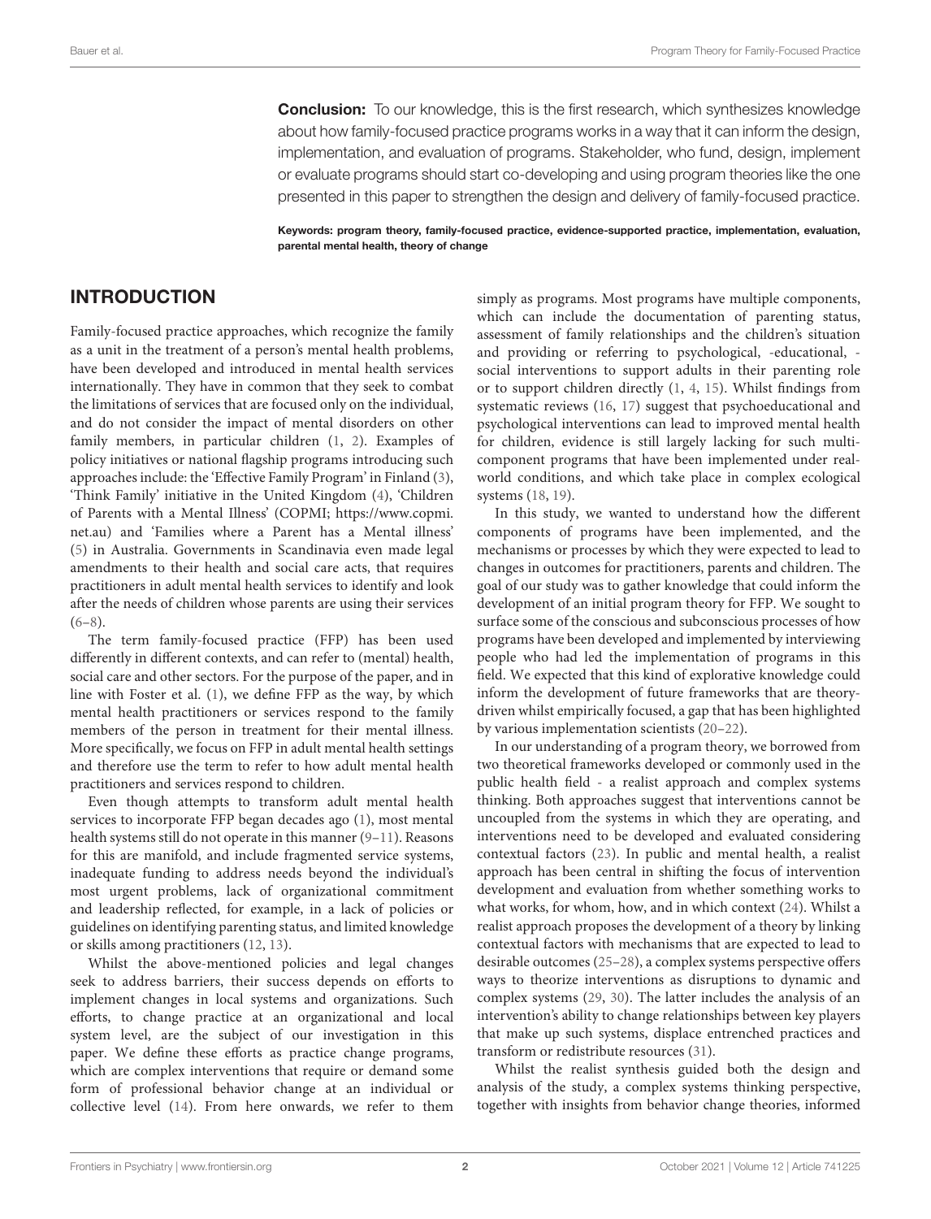**Conclusion:** To our knowledge, this is the first research, which synthesizes knowledge about how family-focused practice programs works in a way that it can inform the design, implementation, and evaluation of programs. Stakeholder, who fund, design, implement or evaluate programs should start co-developing and using program theories like the one presented in this paper to strengthen the design and delivery of family-focused practice.

**Keywords: program theory, family-focused practice, evidence-supported practice, implementation, evaluation, parental mental health, theory of change**

## INTRODUCTION

Family-focused practice approaches, which recognize the family as a unit in the treatment of a person's mental health problems, have been developed and introduced in mental health services internationally. They have in common that they seek to combat the limitations of services that are focused only on the individual, and do not consider the impact of mental disorders on other family members, in particular children (1, 2). Examples of policy initiatives or national flagship programs introducing such approaches include: the 'Effective Family Program' in Finland (3), 'Think Family' initiative in the United Kingdom (4), 'Children of Parents with a Mental Illness' (COPMI; https://www.copmi.net.au) and 'Families where a Parent has a Mental illness' (5) in Australia. Governments in Scandinavia even made legal amendments to their health and social care acts, that requires practitioners in adult mental health services to identify and look after the needs of children whose parents are using their services (6–8).

The term family-focused practice (FFP) has been used differently in different contexts, and can refer to (mental) health, social care and other sectors. For the purpose of the paper, and in line with Foster et al. (1), we define FFP as the way, by which mental health practitioners or services respond to the family members of the person in treatment for their mental illness. More specifically, we focus on FFP in adult mental health settings and therefore use the term to refer to how adult mental health practitioners and services respond to children.

Even though attempts to transform adult mental health services to incorporate FFP began decades ago (1), most mental health systems still do not operate in this manner (9–11). Reasons for this are manifold, and include fragmented service systems, inadequate funding to address needs beyond the individual's most urgent problems, lack of organizational commitment and leadership reflected, for example, in a lack of policies or guidelines on identifying parenting status, and limited knowledge or skills among practitioners (12, 13).

Whilst the above-mentioned policies and legal changes seek to address barriers, their success depends on efforts to implement changes in local systems and organizations. Such efforts, to change practice at an organizational and local system level, are the subject of our investigation in this paper. We define these efforts as practice change programs, which are complex interventions that require or demand some form of professional behavior change at an individual or collective level (14). From here onwards, we refer to them simply as programs. Most programs have multiple components, which can include the documentation of parenting status, assessment of family relationships and the children's situation and providing or referring to psychological, -educational, -social interventions to support adults in their parenting role or to support children directly (1, 4, 15). Whilst findings from systematic reviews (16, 17) suggest that psychoeducational and psychological interventions can lead to improved mental health for children, evidence is still largely lacking for such multi-component programs that have been implemented under real-world conditions, and which take place in complex ecological systems (18, 19).

In this study, we wanted to understand how the different components of programs have been implemented, and the mechanisms or processes by which they were expected to lead to changes in outcomes for practitioners, parents and children. The goal of our study was to gather knowledge that could inform the development of an initial program theory for FFP. We sought to surface some of the conscious and subconscious processes of how programs have been developed and implemented by interviewing people who had led the implementation of programs in this field. We expected that this kind of explorative knowledge could inform the development of future frameworks that are theory-driven whilst empirically focused, a gap that has been highlighted by various implementation scientists (20–22).

In our understanding of a program theory, we borrowed from two theoretical frameworks developed or commonly used in the public health field - a realist approach and complex systems thinking. Both approaches suggest that interventions cannot be uncoupled from the systems in which they are operating, and interventions need to be developed and evaluated considering contextual factors (23). In public and mental health, a realist approach has been central in shifting the focus of intervention development and evaluation from whether something works to what works, for whom, how, and in which context (24). Whilst a realist approach proposes the development of a theory by linking contextual factors with mechanisms that are expected to lead to desirable outcomes (25–28), a complex systems perspective offers ways to theorize interventions as disruptions to dynamic and complex systems (29, 30). The latter includes the analysis of an intervention's ability to change relationships between key players that make up such systems, displace entrenched practices and transform or redistribute resources (31).

Whilst the realist synthesis guided both the design and analysis of the study, a complex systems thinking perspective, together with insights from behavior change theories, informed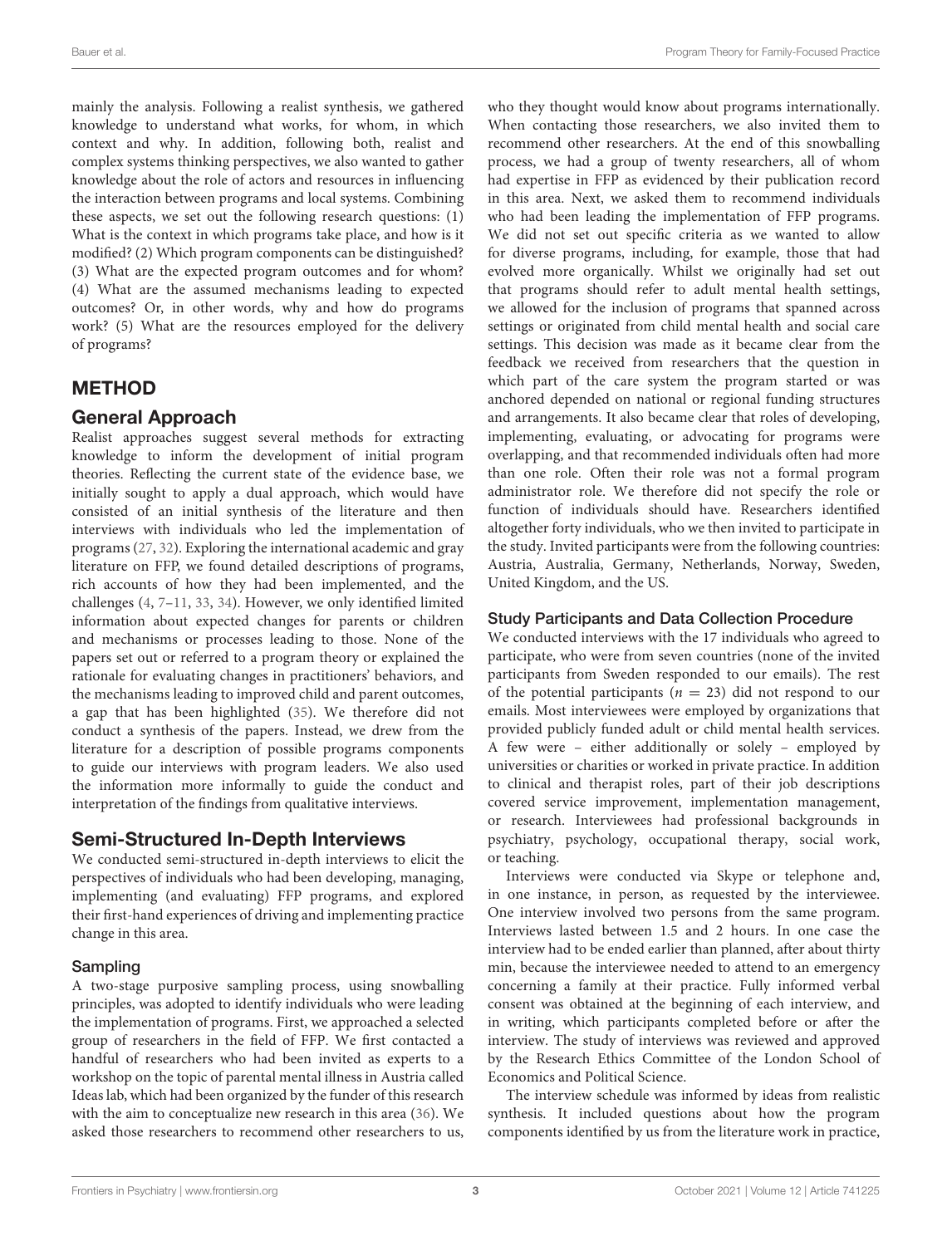mainly the analysis. Following a realist synthesis, we gathered knowledge to understand what works, for whom, in which context and why. In addition, following both, realist and complex systems thinking perspectives, we also wanted to gather knowledge about the role of actors and resources in influencing the interaction between programs and local systems. Combining these aspects, we set out the following research questions: (1) What is the context in which programs take place, and how is it modified? (2) Which program components can be distinguished? (3) What are the expected program outcomes and for whom? (4) What are the assumed mechanisms leading to expected outcomes? Or, in other words, why and how do programs work? (5) What are the resources employed for the delivery of programs?

## METHOD

### General Approach

Realist approaches suggest several methods for extracting knowledge to inform the development of initial program theories. Reflecting the current state of the evidence base, we initially sought to apply a dual approach, which would have consisted of an initial synthesis of the literature and then interviews with individuals who led the implementation of programs (27, 32). Exploring the international academic and gray literature on FFP, we found detailed descriptions of programs, rich accounts of how they had been implemented, and the challenges (4, 7–11, 33, 34). However, we only identified limited information about expected changes for parents or children and mechanisms or processes leading to those. None of the papers set out or referred to a program theory or explained the rationale for evaluating changes in practitioners' behaviors, and the mechanisms leading to improved child and parent outcomes, a gap that has been highlighted (35). We therefore did not conduct a synthesis of the papers. Instead, we drew from the literature for a description of possible programs components to guide our interviews with program leaders. We also used the information more informally to guide the conduct and interpretation of the findings from qualitative interviews.

### Semi-Structured In-Depth Interviews

We conducted semi-structured in-depth interviews to elicit the perspectives of individuals who had been developing, managing, implementing (and evaluating) FFP programs, and explored their first-hand experiences of driving and implementing practice change in this area.

#### Sampling

A two-stage purposive sampling process, using snowballing principles, was adopted to identify individuals who were leading the implementation of programs. First, we approached a selected group of researchers in the field of FFP. We first contacted a handful of researchers who had been invited as experts to a workshop on the topic of parental mental illness in Austria called Ideas lab, which had been organized by the funder of this research with the aim to conceptualize new research in this area (36). We asked those researchers to recommend other researchers to us, who they thought would know about programs internationally. When contacting those researchers, we also invited them to recommend other researchers. At the end of this snowballing process, we had a group of twenty researchers, all of whom had expertise in FFP as evidenced by their publication record in this area. Next, we asked them to recommend individuals who had been leading the implementation of FFP programs. We did not set out specific criteria as we wanted to allow for diverse programs, including, for example, those that had evolved more organically. Whilst we originally had set out that programs should refer to adult mental health settings, we allowed for the inclusion of programs that spanned across settings or originated from child mental health and social care settings. This decision was made as it became clear from the feedback we received from researchers that the question in which part of the care system the program started or was anchored depended on national or regional funding structures and arrangements. It also became clear that roles of developing, implementing, evaluating, or advocating for programs were overlapping, and that recommended individuals often had more than one role. Often their role was not a formal program administrator role. We therefore did not specify the role or function of individuals should have. Researchers identified altogether forty individuals, who we then invited to participate in the study. Invited participants were from the following countries: Austria, Australia, Germany, Netherlands, Norway, Sweden, United Kingdom, and the US.

#### Study Participants and Data Collection Procedure

We conducted interviews with the 17 individuals who agreed to participate, who were from seven countries (none of the invited participants from Sweden responded to our emails). The rest of the potential participants ($n = 23$) did not respond to our emails. Most interviewees were employed by organizations that provided publicly funded adult or child mental health services. A few were – either additionally or solely – employed by universities or charities or worked in private practice. In addition to clinical and therapist roles, part of their job descriptions covered service improvement, implementation management, or research. Interviewees had professional backgrounds in psychiatry, psychology, occupational therapy, social work, or teaching.

Interviews were conducted via Skype or telephone and, in one instance, in person, as requested by the interviewee. One interview involved two persons from the same program. Interviews lasted between 1.5 and 2 hours. In one case the interview had to be ended earlier than planned, after about thirty min, because the interviewee needed to attend to an emergency concerning a family at their practice. Fully informed verbal consent was obtained at the beginning of each interview, and in writing, which participants completed before or after the interview. The study of interviews was reviewed and approved by the Research Ethics Committee of the London School of Economics and Political Science.

The interview schedule was informed by ideas from realistic synthesis. It included questions about how the program components identified by us from the literature work in practice,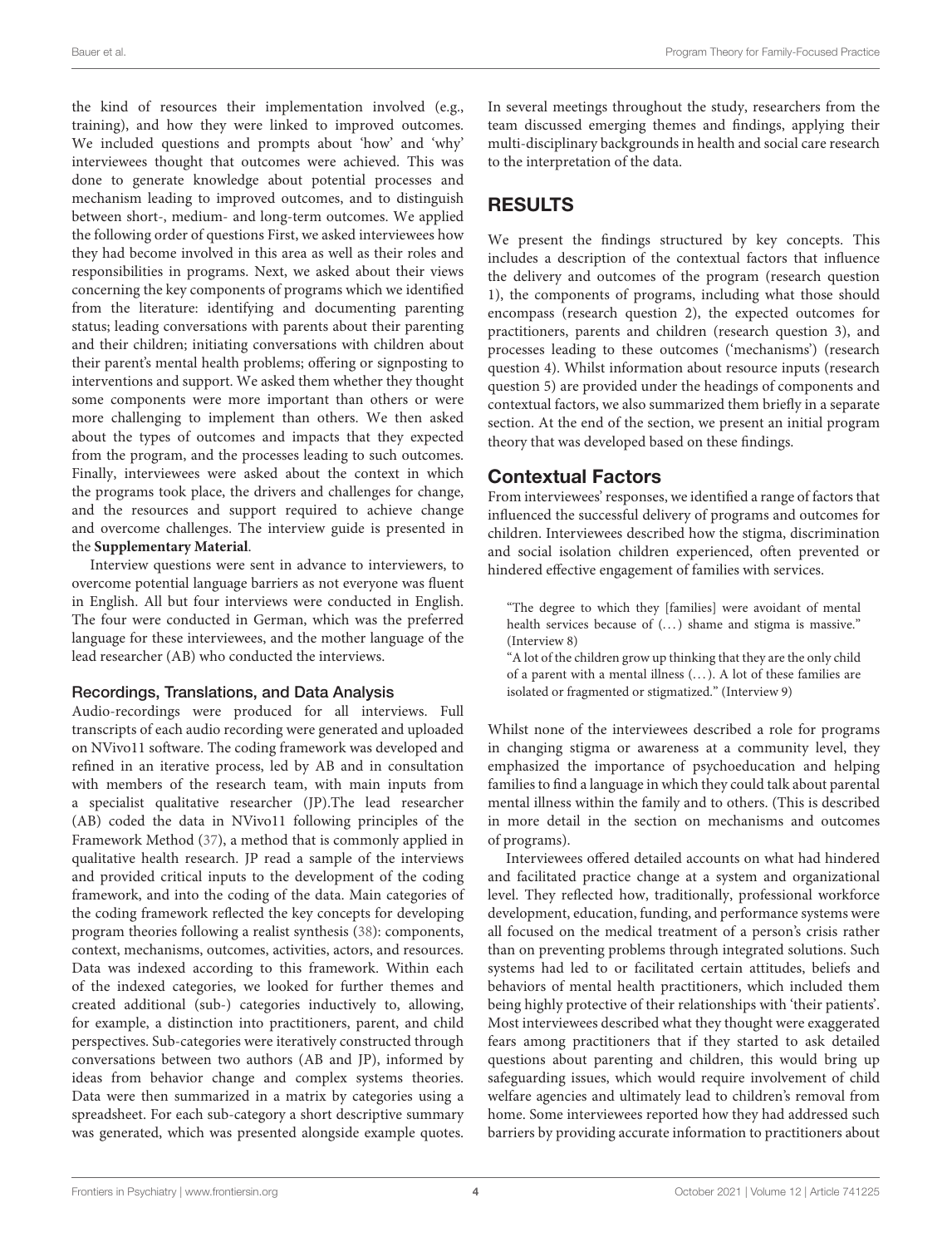the kind of resources their implementation involved (e.g., training), and how they were linked to improved outcomes. We included questions and prompts about 'how' and 'why' interviewees thought that outcomes were achieved. This was done to generate knowledge about potential processes and mechanism leading to improved outcomes, and to distinguish between short-, medium- and long-term outcomes. We applied the following order of questions First, we asked interviewees how they had become involved in this area as well as their roles and responsibilities in programs. Next, we asked about their views concerning the key components of programs which we identified from the literature: identifying and documenting parenting status; leading conversations with parents about their parenting and their children; initiating conversations with children about their parent's mental health problems; offering or signposting to interventions and support. We asked them whether they thought some components were more important than others or were more challenging to implement than others. We then asked about the types of outcomes and impacts that they expected from the program, and the processes leading to such outcomes. Finally, interviewees were asked about the context in which the programs took place, the drivers and challenges for change, and the resources and support required to achieve change and overcome challenges. The interview guide is presented in the **Supplementary Material**.

Interview questions were sent in advance to interviewers, to overcome potential language barriers as not everyone was fluent in English. All but four interviews were conducted in English. The four were conducted in German, which was the preferred language for these interviewees, and the mother language of the lead researcher (AB) who conducted the interviews.

### Recordings, Translations, and Data Analysis

Audio-recordings were produced for all interviews. Full transcripts of each audio recording were generated and uploaded on NVivo11 software. The coding framework was developed and refined in an iterative process, led by AB and in consultation with members of the research team, with main inputs from a specialist qualitative researcher (JP).The lead researcher (AB) coded the data in NVivo11 following principles of the Framework Method (37), a method that is commonly applied in qualitative health research. JP read a sample of the interviews and provided critical inputs to the development of the coding framework, and into the coding of the data. Main categories of the coding framework reflected the key concepts for developing program theories following a realist synthesis (38): components, context, mechanisms, outcomes, activities, actors, and resources. Data was indexed according to this framework. Within each of the indexed categories, we looked for further themes and created additional (sub-) categories inductively to, allowing, for example, a distinction into practitioners, parent, and child perspectives. Sub-categories were iteratively constructed through conversations between two authors (AB and JP), informed by ideas from behavior change and complex systems theories. Data were then summarized in a matrix by categories using a spreadsheet. For each sub-category a short descriptive summary was generated, which was presented alongside example quotes. In several meetings throughout the study, researchers from the team discussed emerging themes and findings, applying their multi-disciplinary backgrounds in health and social care research to the interpretation of the data.

## RESULTS

We present the findings structured by key concepts. This includes a description of the contextual factors that influence the delivery and outcomes of the program (research question 1), the components of programs, including what those should encompass (research question 2), the expected outcomes for practitioners, parents and children (research question 3), and processes leading to these outcomes ('mechanisms') (research question 4). Whilst information about resource inputs (research question 5) are provided under the headings of components and contextual factors, we also summarized them briefly in a separate section. At the end of the section, we present an initial program theory that was developed based on these findings.

## Contextual Factors

From interviewees' responses, we identified a range of factors that influenced the successful delivery of programs and outcomes for children. Interviewees described how the stigma, discrimination and social isolation children experienced, often prevented or hindered effective engagement of families with services.

> "The degree to which they [families] were avoidant of mental health services because of (...) shame and stigma is massive." (Interview 8)
>
> "A lot of the children grow up thinking that they are the only child of a parent with a mental illness (...). A lot of these families are isolated or fragmented or stigmatized." (Interview 9)

Whilst none of the interviewees described a role for programs in changing stigma or awareness at a community level, they emphasized the importance of psychoeducation and helping families to find a language in which they could talk about parental mental illness within the family and to others. (This is described in more detail in the section on mechanisms and outcomes of programs).

Interviewees offered detailed accounts on what had hindered and facilitated practice change at a system and organizational level. They reflected how, traditionally, professional workforce development, education, funding, and performance systems were all focused on the medical treatment of a person's crisis rather than on preventing problems through integrated solutions. Such systems had led to or facilitated certain attitudes, beliefs and behaviors of mental health practitioners, which included them being highly protective of their relationships with 'their patients'. Most interviewees described what they thought were exaggerated fears among practitioners that if they started to ask detailed questions about parenting and children, this would bring up safeguarding issues, which would require involvement of child welfare agencies and ultimately lead to children's removal from home. Some interviewees reported how they had addressed such barriers by providing accurate information to practitioners about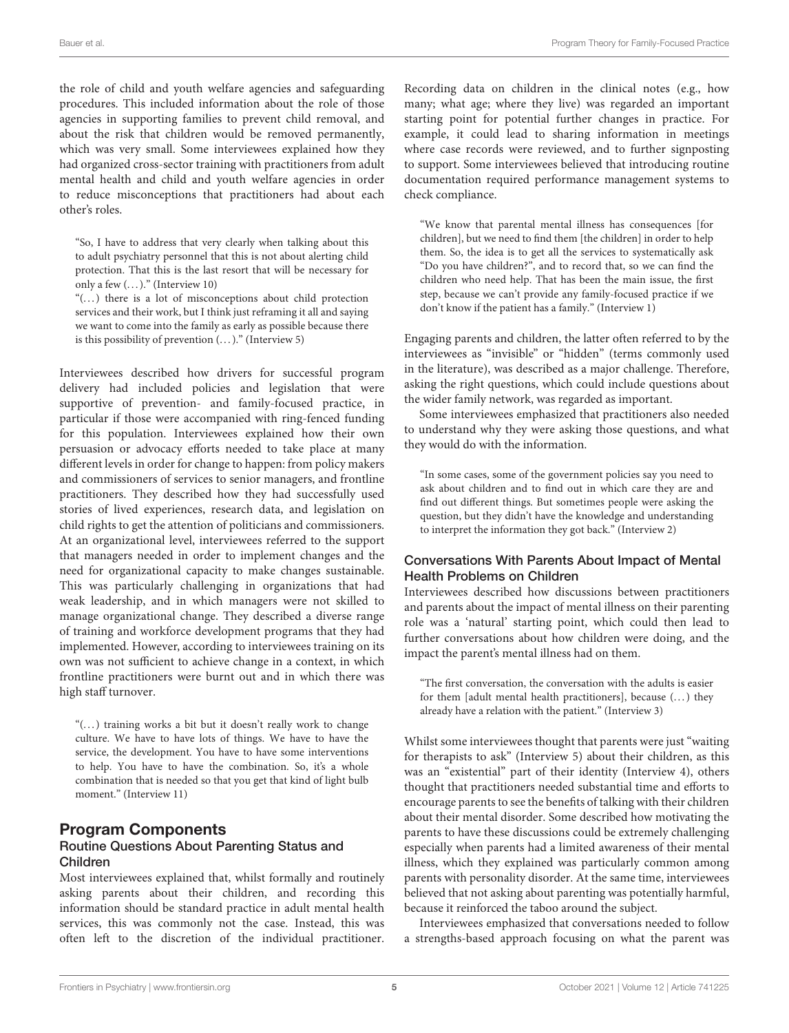the role of child and youth welfare agencies and safeguarding procedures. This included information about the role of those agencies in supporting families to prevent child removal, and about the risk that children would be removed permanently, which was very small. Some interviewees explained how they had organized cross-sector training with practitioners from adult mental health and child and youth welfare agencies in order to reduce misconceptions that practitioners had about each other's roles.

> "So, I have to address that very clearly when talking about this to adult psychiatry personnel that this is not about alerting child protection. That this is the last resort that will be necessary for only a few (…)." (Interview 10)
>
> "(…) there is a lot of misconceptions about child protection services and their work, but I think just reframing it all and saying we want to come into the family as early as possible because there is this possibility of prevention (…)." (Interview 5)

Interviewees described how drivers for successful program delivery had included policies and legislation that were supportive of prevention- and family-focused practice, in particular if those were accompanied with ring-fenced funding for this population. Interviewees explained how their own persuasion or advocacy efforts needed to take place at many different levels in order for change to happen: from policy makers and commissioners of services to senior managers, and frontline practitioners. They described how they had successfully used stories of lived experiences, research data, and legislation on child rights to get the attention of politicians and commissioners. At an organizational level, interviewees referred to the support that managers needed in order to implement changes and the need for organizational capacity to make changes sustainable. This was particularly challenging in organizations that had weak leadership, and in which managers were not skilled to manage organizational change. They described a diverse range of training and workforce development programs that they had implemented. However, according to interviewees training on its own was not sufficient to achieve change in a context, in which frontline practitioners were burnt out and in which there was high staff turnover.

> "(…) training works a bit but it doesn't really work to change culture. We have to have lots of things. We have to have the service, the development. You have to have some interventions to help. You have to have the combination. So, it's a whole combination that is needed so that you get that kind of light bulb moment." (Interview 11)

## Program Components

### Routine Questions About Parenting Status and Children

Most interviewees explained that, whilst formally and routinely asking parents about their children, and recording this information should be standard practice in adult mental health services, this was commonly not the case. Instead, this was often left to the discretion of the individual practitioner. Recording data on children in the clinical notes (e.g., how many; what age; where they live) was regarded an important starting point for potential further changes in practice. For example, it could lead to sharing information in meetings where case records were reviewed, and to further signposting to support. Some interviewees believed that introducing routine documentation required performance management systems to check compliance.

> "We know that parental mental illness has consequences [for children], but we need to find them [the children] in order to help them. So, the idea is to get all the services to systematically ask "Do you have children?", and to record that, so we can find the children who need help. That has been the main issue, the first step, because we can't provide any family-focused practice if we don't know if the patient has a family." (Interview 1)

Engaging parents and children, the latter often referred to by the interviewees as "invisible" or "hidden" (terms commonly used in the literature), was described as a major challenge. Therefore, asking the right questions, which could include questions about the wider family network, was regarded as important.

Some interviewees emphasized that practitioners also needed to understand why they were asking those questions, and what they would do with the information.

> "In some cases, some of the government policies say you need to ask about children and to find out in which care they are and find out different things. But sometimes people were asking the question, but they didn't have the knowledge and understanding to interpret the information they got back." (Interview 2)

### Conversations With Parents About Impact of Mental Health Problems on Children

Interviewees described how discussions between practitioners and parents about the impact of mental illness on their parenting role was a 'natural' starting point, which could then lead to further conversations about how children were doing, and the impact the parent's mental illness had on them.

> "The first conversation, the conversation with the adults is easier for them [adult mental health practitioners], because (…) they already have a relation with the patient." (Interview 3)

Whilst some interviewees thought that parents were just "waiting for therapists to ask" (Interview 5) about their children, as this was an "existential" part of their identity (Interview 4), others thought that practitioners needed substantial time and efforts to encourage parents to see the benefits of talking with their children about their mental disorder. Some described how motivating the parents to have these discussions could be extremely challenging especially when parents had a limited awareness of their mental illness, which they explained was particularly common among parents with personality disorder. At the same time, interviewees believed that not asking about parenting was potentially harmful, because it reinforced the taboo around the subject.

Interviewees emphasized that conversations needed to follow a strengths-based approach focusing on what the parent was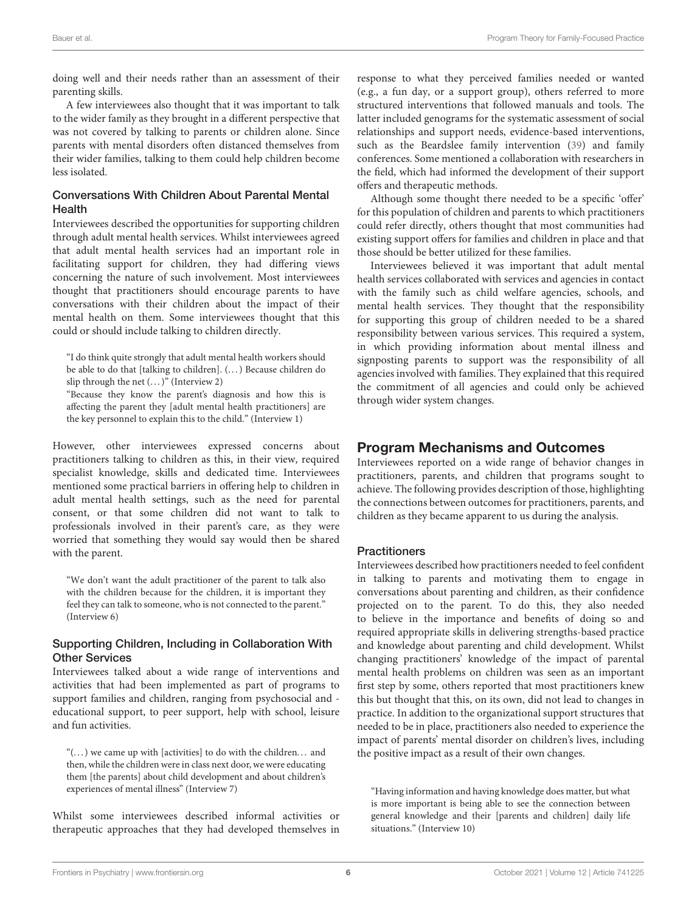doing well and their needs rather than an assessment of their parenting skills.

A few interviewees also thought that it was important to talk to the wider family as they brought in a different perspective that was not covered by talking to parents or children alone. Since parents with mental disorders often distanced themselves from their wider families, talking to them could help children become less isolated.

### Conversations With Children About Parental Mental Health

Interviewees described the opportunities for supporting children through adult mental health services. Whilst interviewees agreed that adult mental health services had an important role in facilitating support for children, they had differing views concerning the nature of such involvement. Most interviewees thought that practitioners should encourage parents to have conversations with their children about the impact of their mental health on them. Some interviewees thought that this could or should include talking to children directly.

> "I do think quite strongly that adult mental health workers should be able to do that [talking to children]. (...) Because children do slip through the net (...)" (Interview 2)
>
> "Because they know the parent's diagnosis and how this is affecting the parent they [adult mental health practitioners] are the key personnel to explain this to the child." (Interview 1)

However, other interviewees expressed concerns about practitioners talking to children as this, in their view, required specialist knowledge, skills and dedicated time. Interviewees mentioned some practical barriers in offering help to children in adult mental health settings, such as the need for parental consent, or that some children did not want to talk to professionals involved in their parent's care, as they were worried that something they would say would then be shared with the parent.

> "We don't want the adult practitioner of the parent to talk also with the children because for the children, it is important they feel they can talk to someone, who is not connected to the parent." (Interview 6)

### Supporting Children, Including in Collaboration With Other Services

Interviewees talked about a wide range of interventions and activities that had been implemented as part of programs to support families and children, ranging from psychosocial and -educational support, to peer support, help with school, leisure and fun activities.

> "(...) we came up with [activities] to do with the children... and then, while the children were in class next door, we were educating them [the parents] about child development and about children's experiences of mental illness" (Interview 7)

Whilst some interviewees described informal activities or therapeutic approaches that they had developed themselves in response to what they perceived families needed or wanted (e.g., a fun day, or a support group), others referred to more structured interventions that followed manuals and tools. The latter included genograms for the systematic assessment of social relationships and support needs, evidence-based interventions, such as the Beardslee family intervention (39) and family conferences. Some mentioned a collaboration with researchers in the field, which had informed the development of their support offers and therapeutic methods.

Although some thought there needed to be a specific 'offer' for this population of children and parents to which practitioners could refer directly, others thought that most communities had existing support offers for families and children in place and that those should be better utilized for these families.

Interviewees believed it was important that adult mental health services collaborated with services and agencies in contact with the family such as child welfare agencies, schools, and mental health services. They thought that the responsibility for supporting this group of children needed to be a shared responsibility between various services. This required a system, in which providing information about mental illness and signposting parents to support was the responsibility of all agencies involved with families. They explained that this required the commitment of all agencies and could only be achieved through wider system changes.

## Program Mechanisms and Outcomes

Interviewees reported on a wide range of behavior changes in practitioners, parents, and children that programs sought to achieve. The following provides description of those, highlighting the connections between outcomes for practitioners, parents, and children as they became apparent to us during the analysis.

### Practitioners

Interviewees described how practitioners needed to feel confident in talking to parents and motivating them to engage in conversations about parenting and children, as their confidence projected on to the parent. To do this, they also needed to believe in the importance and benefits of doing so and required appropriate skills in delivering strengths-based practice and knowledge about parenting and child development. Whilst changing practitioners' knowledge of the impact of parental mental health problems on children was seen as an important first step by some, others reported that most practitioners knew this but thought that this, on its own, did not lead to changes in practice. In addition to the organizational support structures that needed to be in place, practitioners also needed to experience the impact of parents' mental disorder on children's lives, including the positive impact as a result of their own changes.

> "Having information and having knowledge does matter, but what is more important is being able to see the connection between general knowledge and their [parents and children] daily life situations." (Interview 10)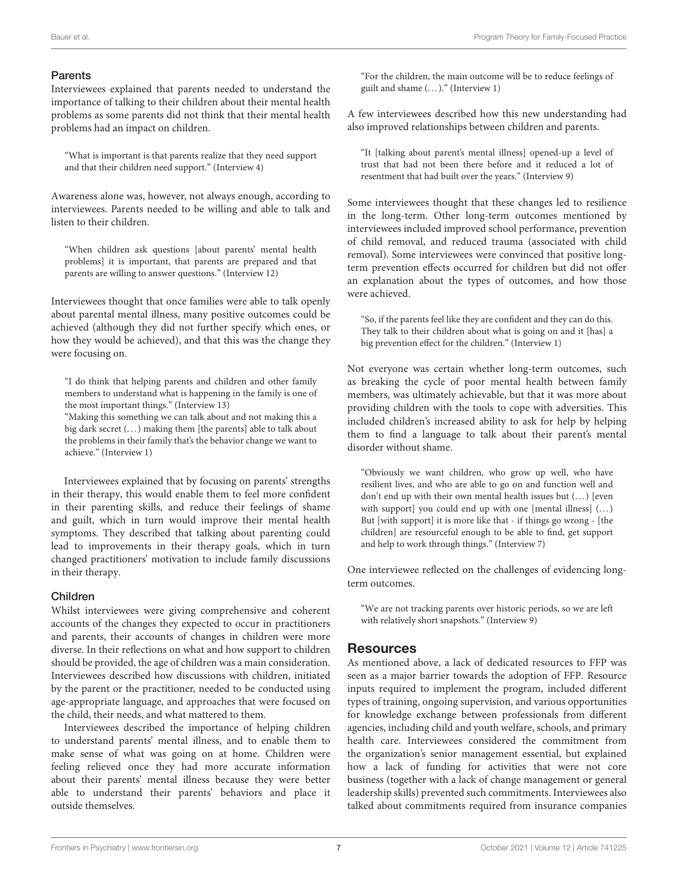### Parents

Interviewees explained that parents needed to understand the importance of talking to their children about their mental health problems as some parents did not think that their mental health problems had an impact on children.

> "What is important is that parents realize that they need support and that their children need support." (Interview 4)

Awareness alone was, however, not always enough, according to interviewees. Parents needed to be willing and able to talk and listen to their children.

> "When children ask questions [about parents' mental health problems] it is important, that parents are prepared and that parents are willing to answer questions." (Interview 12)

Interviewees thought that once families were able to talk openly about parental mental illness, many positive outcomes could be achieved (although they did not further specify which ones, or how they would be achieved), and that this was the change they were focusing on.

> "I do think that helping parents and children and other family members to understand what is happening in the family is one of the most important things." (Interview 13)
>
> "Making this something we can talk about and not making this a big dark secret (...) making them [the parents] able to talk about the problems in their family that's the behavior change we want to achieve." (Interview 1)

Interviewees explained that by focusing on parents' strengths in their therapy, this would enable them to feel more confident in their parenting skills, and reduce their feelings of shame and guilt, which in turn would improve their mental health symptoms. They described that talking about parenting could lead to improvements in their therapy goals, which in turn changed practitioners' motivation to include family discussions in their therapy.

### Children

Whilst interviewees were giving comprehensive and coherent accounts of the changes they expected to occur in practitioners and parents, their accounts of changes in children were more diverse. In their reflections on what and how support to children should be provided, the age of children was a main consideration. Interviewees described how discussions with children, initiated by the parent or the practitioner, needed to be conducted using age-appropriate language, and approaches that were focused on the child, their needs, and what mattered to them.

Interviewees described the importance of helping children to understand parents' mental illness, and to enable them to make sense of what was going on at home. Children were feeling relieved once they had more accurate information about their parents' mental illness because they were better able to understand their parents' behaviors and place it outside themselves.

> "For the children, the main outcome will be to reduce feelings of guilt and shame (...)." (Interview 1)

A few interviewees described how this new understanding had also improved relationships between children and parents.

> "It [talking about parent's mental illness] opened-up a level of trust that had not been there before and it reduced a lot of resentment that had built over the years." (Interview 9)

Some interviewees thought that these changes led to resilience in the long-term. Other long-term outcomes mentioned by interviewees included improved school performance, prevention of child removal, and reduced trauma (associated with child removal). Some interviewees were convinced that positive long-term prevention effects occurred for children but did not offer an explanation about the types of outcomes, and how those were achieved.

> "So, if the parents feel like they are confident and they can do this. They talk to their children about what is going on and it [has] a big prevention effect for the children." (Interview 1)

Not everyone was certain whether long-term outcomes, such as breaking the cycle of poor mental health between family members, was ultimately achievable, but that it was more about providing children with the tools to cope with adversities. This included children's increased ability to ask for help by helping them to find a language to talk about their parent's mental disorder without shame.

> "Obviously we want children, who grow up well, who have resilient lives, and who are able to go on and function well and don't end up with their own mental health issues but (...) [even with support] you could end up with one [mental illness] (...) But [with support] it is more like that - if things go wrong - [the children] are resourceful enough to be able to find, get support and help to work through things." (Interview 7)

One interviewee reflected on the challenges of evidencing long-term outcomes.

> "We are not tracking parents over historic periods, so we are left with relatively short snapshots." (Interview 9)

## Resources

As mentioned above, a lack of dedicated resources to FFP was seen as a major barrier towards the adoption of FFP. Resource inputs required to implement the program, included different types of training, ongoing supervision, and various opportunities for knowledge exchange between professionals from different agencies, including child and youth welfare, schools, and primary health care. Interviewees considered the commitment from the organization's senior management essential, but explained how a lack of funding for activities that were not core business (together with a lack of change management or general leadership skills) prevented such commitments. Interviewees also talked about commitments required from insurance companies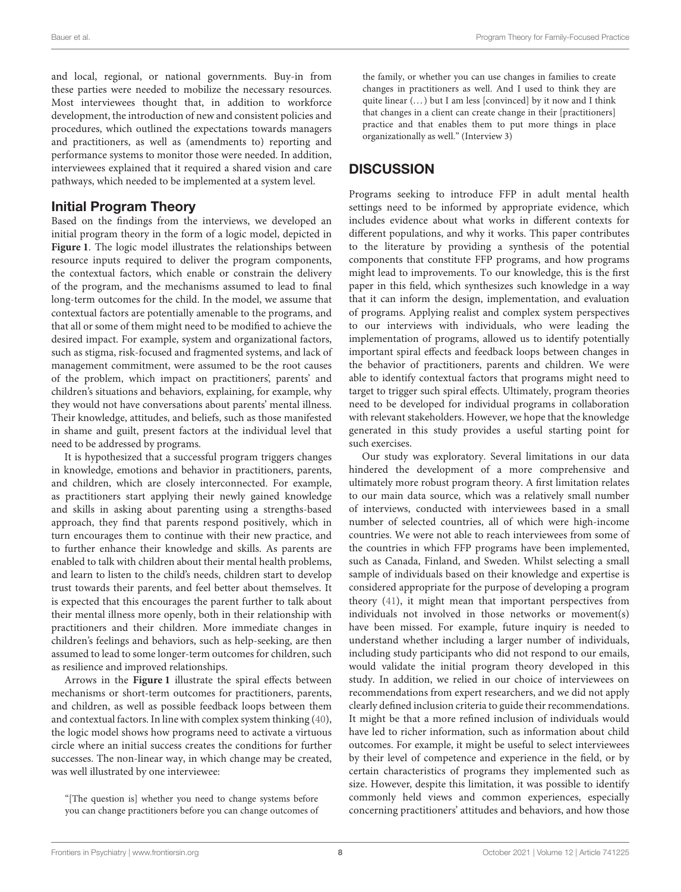and local, regional, or national governments. Buy-in from these parties were needed to mobilize the necessary resources. Most interviewees thought that, in addition to workforce development, the introduction of new and consistent policies and procedures, which outlined the expectations towards managers and practitioners, as well as (amendments to) reporting and performance systems to monitor those were needed. In addition, interviewees explained that it required a shared vision and care pathways, which needed to be implemented at a system level.

## Initial Program Theory

Based on the findings from the interviews, we developed an initial program theory in the form of a logic model, depicted in **Figure 1**. The logic model illustrates the relationships between resource inputs required to deliver the program components, the contextual factors, which enable or constrain the delivery of the program, and the mechanisms assumed to lead to final long-term outcomes for the child. In the model, we assume that contextual factors are potentially amenable to the programs, and that all or some of them might need to be modified to achieve the desired impact. For example, system and organizational factors, such as stigma, risk-focused and fragmented systems, and lack of management commitment, were assumed to be the root causes of the problem, which impact on practitioners', parents' and children's situations and behaviors, explaining, for example, why they would not have conversations about parents' mental illness. Their knowledge, attitudes, and beliefs, such as those manifested in shame and guilt, present factors at the individual level that need to be addressed by programs.

It is hypothesized that a successful program triggers changes in knowledge, emotions and behavior in practitioners, parents, and children, which are closely interconnected. For example, as practitioners start applying their newly gained knowledge and skills in asking about parenting using a strengths-based approach, they find that parents respond positively, which in turn encourages them to continue with their new practice, and to further enhance their knowledge and skills. As parents are enabled to talk with children about their mental health problems, and learn to listen to the child's needs, children start to develop trust towards their parents, and feel better about themselves. It is expected that this encourages the parent further to talk about their mental illness more openly, both in their relationship with practitioners and their children. More immediate changes in children's feelings and behaviors, such as help-seeking, are then assumed to lead to some longer-term outcomes for children, such as resilience and improved relationships.

Arrows in the **Figure 1** illustrate the spiral effects between mechanisms or short-term outcomes for practitioners, parents, and children, as well as possible feedback loops between them and contextual factors. In line with complex system thinking (40), the logic model shows how programs need to activate a virtuous circle where an initial success creates the conditions for further successes. The non-linear way, in which change may be created, was well illustrated by one interviewee:

"[The question is] whether you need to change systems before you can change practitioners before you can change outcomes of the family, or whether you can use changes in families to create changes in practitioners as well. And I used to think they are quite linear (...) but I am less [convinced] by it now and I think that changes in a client can create change in their [practitioners] practice and that enables them to put more things in place organizationally as well." (Interview 3)

# DISCUSSION

Programs seeking to introduce FFP in adult mental health settings need to be informed by appropriate evidence, which includes evidence about what works in different contexts for different populations, and why it works. This paper contributes to the literature by providing a synthesis of the potential components that constitute FFP programs, and how programs might lead to improvements. To our knowledge, this is the first paper in this field, which synthesizes such knowledge in a way that it can inform the design, implementation, and evaluation of programs. Applying realist and complex system perspectives to our interviews with individuals, who were leading the implementation of programs, allowed us to identify potentially important spiral effects and feedback loops between changes in the behavior of practitioners, parents and children. We were able to identify contextual factors that programs might need to target to trigger such spiral effects. Ultimately, program theories need to be developed for individual programs in collaboration with relevant stakeholders. However, we hope that the knowledge generated in this study provides a useful starting point for such exercises.

Our study was exploratory. Several limitations in our data hindered the development of a more comprehensive and ultimately more robust program theory. A first limitation relates to our main data source, which was a relatively small number of interviews, conducted with interviewees based in a small number of selected countries, all of which were high-income countries. We were not able to reach interviewees from some of the countries in which FFP programs have been implemented, such as Canada, Finland, and Sweden. Whilst selecting a small sample of individuals based on their knowledge and expertise is considered appropriate for the purpose of developing a program theory (41), it might mean that important perspectives from individuals not involved in those networks or movement(s) have been missed. For example, future inquiry is needed to understand whether including a larger number of individuals, including study participants who did not respond to our emails, would validate the initial program theory developed in this study. In addition, we relied in our choice of interviewees on recommendations from expert researchers, and we did not apply clearly defined inclusion criteria to guide their recommendations. It might be that a more refined inclusion of individuals would have led to richer information, such as information about child outcomes. For example, it might be useful to select interviewees by their level of competence and experience in the field, or by certain characteristics of programs they implemented such as size. However, despite this limitation, it was possible to identify commonly held views and common experiences, especially concerning practitioners' attitudes and behaviors, and how those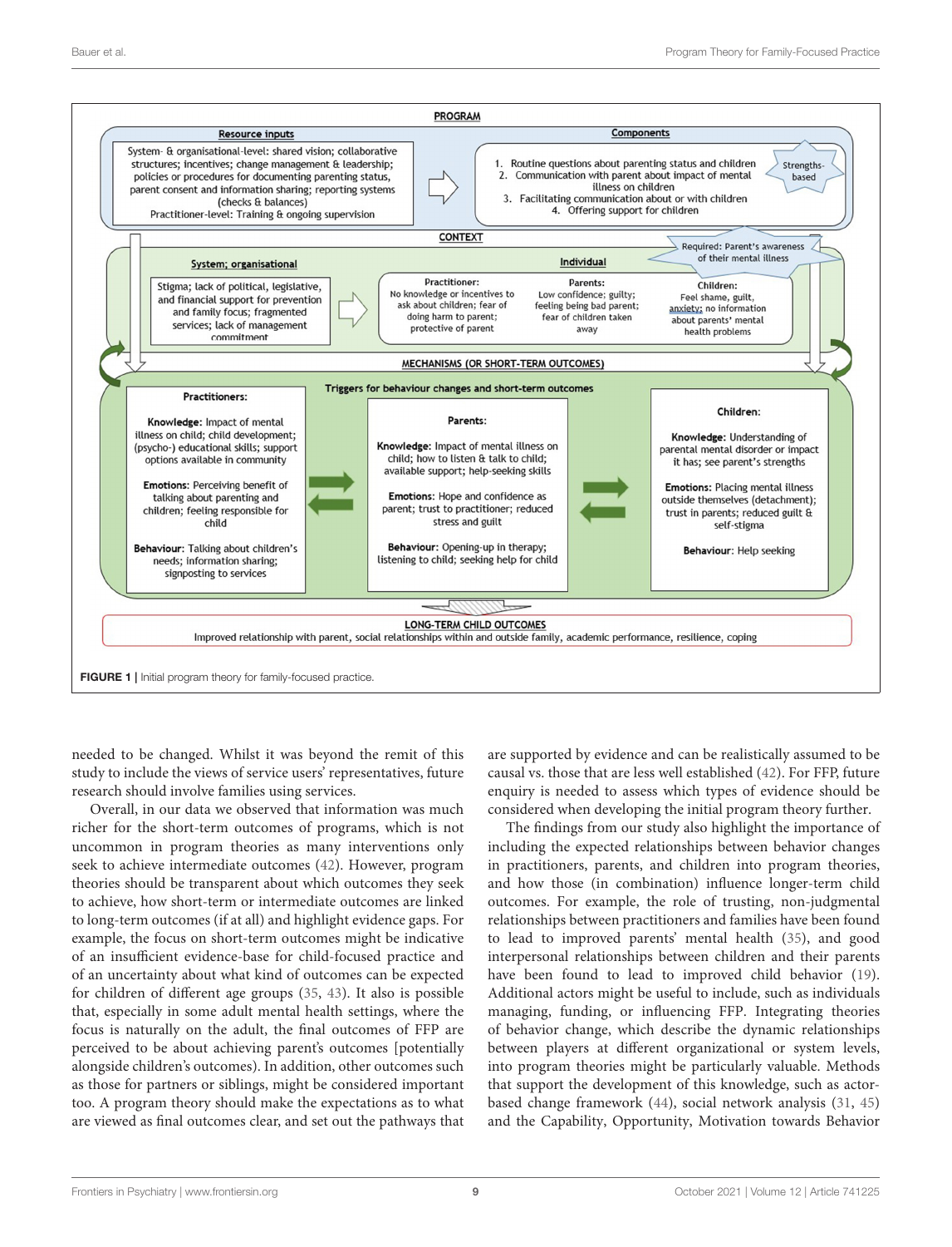**PROGRAM**

**Resource inputs**

System- & organisational-level: shared vision; collaborative structures; incentives; change management & leadership; policies or procedures for documenting parenting status, parent consent and information sharing; reporting systems (checks & balances)
Practitioner-level: Training & ongoing supervision

**Components**

1. Routine questions about parenting status and children
2. Communication with parent about impact of mental illness on children
3. Facilitating communication about or with children
4. Offering support for children

Strengths-based

**CONTEXT**

**System; organisational**

Stigma; lack of political, legislative, and financial support for prevention and family focus; fragmented services; lack of management commitment

**Individual**

Required: Parent's awareness of their mental illness

**Practitioner:** No knowledge or incentives to ask about children; fear of doing harm to parent; protective of parent

**Parents:** Low confidence; guilty; feeling being bad parent; fear of children taken away

**Children:** Feel shame, guilt, anxiety; no information about parents' mental health problems

**MECHANISMS (OR SHORT-TERM OUTCOMES)**

Triggers for behaviour changes and short-term outcomes

**Practitioners:**

**Knowledge:** Impact of mental illness on child; child development; (psycho-) educational skills; support options available in community

**Emotions:** Perceiving benefit of talking about parenting and children; feeling responsible for child

**Behaviour:** Talking about children's needs; information sharing; signposting to services

**Parents:**

**Knowledge:** Impact of mental illness on child; how to listen & talk to child; available support; help-seeking skills

**Emotions:** Hope and confidence as parent; trust to practitioner; reduced stress and guilt

**Behaviour:** Opening-up in therapy; listening to child; seeking help for child

**Children:**

**Knowledge:** Understanding of parental mental disorder or impact it has; see parent's strengths

**Emotions:** Placing mental illness outside themselves (detachment); trust in parents; reduced guilt & self-stigma

**Behaviour:** Help seeking

**LONG-TERM CHILD OUTCOMES**

Improved relationship with parent, social relationships within and outside family, academic performance, resilience, coping

**FIGURE 1** | Initial program theory for family-focused practice.

needed to be changed. Whilst it was beyond the remit of this study to include the views of service users' representatives, future research should involve families using services.

Overall, in our data we observed that information was much richer for the short-term outcomes of programs, which is not uncommon in program theories as many interventions only seek to achieve intermediate outcomes (42). However, program theories should be transparent about which outcomes they seek to achieve, how short-term or intermediate outcomes are linked to long-term outcomes (if at all) and highlight evidence gaps. For example, the focus on short-term outcomes might be indicative of an insufficient evidence-base for child-focused practice and of an uncertainty about what kind of outcomes can be expected for children of different age groups (35, 43). It also is possible that, especially in some adult mental health settings, where the focus is naturally on the adult, the final outcomes of FFP are perceived to be about achieving parent's outcomes [potentially alongside children's outcomes). In addition, other outcomes such as those for partners or siblings, might be considered important too. A program theory should make the expectations as to what are viewed as final outcomes clear, and set out the pathways that are supported by evidence and can be realistically assumed to be causal vs. those that are less well established (42). For FFP, future enquiry is needed to assess which types of evidence should be considered when developing the initial program theory further.

The findings from our study also highlight the importance of including the expected relationships between behavior changes in practitioners, parents, and children into program theories, and how those (in combination) influence longer-term child outcomes. For example, the role of trusting, non-judgmental relationships between practitioners and families have been found to lead to improved parents' mental health (35), and good interpersonal relationships between children and their parents have been found to lead to improved child behavior (19). Additional actors might be useful to include, such as individuals managing, funding, or influencing FFP. Integrating theories of behavior change, which describe the dynamic relationships between players at different organizational or system levels, into program theories might be particularly valuable. Methods that support the development of this knowledge, such as actor-based change framework (44), social network analysis (31, 45) and the Capability, Opportunity, Motivation towards Behavior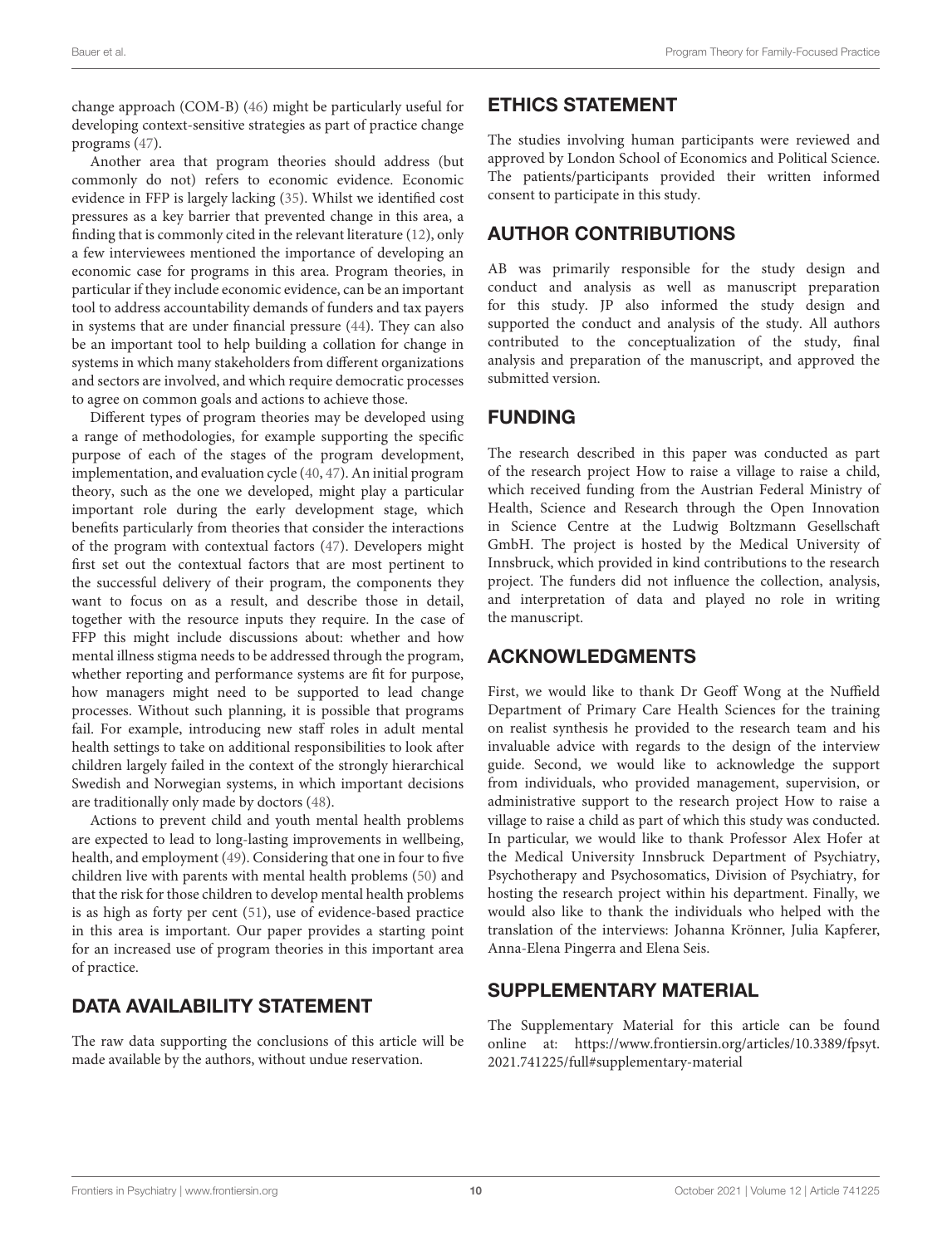change approach (COM-B) (46) might be particularly useful for developing context-sensitive strategies as part of practice change programs (47).

Another area that program theories should address (but commonly do not) refers to economic evidence. Economic evidence in FFP is largely lacking (35). Whilst we identified cost pressures as a key barrier that prevented change in this area, a finding that is commonly cited in the relevant literature (12), only a few interviewees mentioned the importance of developing an economic case for programs in this area. Program theories, in particular if they include economic evidence, can be an important tool to address accountability demands of funders and tax payers in systems that are under financial pressure (44). They can also be an important tool to help building a collation for change in systems in which many stakeholders from different organizations and sectors are involved, and which require democratic processes to agree on common goals and actions to achieve those.

Different types of program theories may be developed using a range of methodologies, for example supporting the specific purpose of each of the stages of the program development, implementation, and evaluation cycle (40, 47). An initial program theory, such as the one we developed, might play a particular important role during the early development stage, which benefits particularly from theories that consider the interactions of the program with contextual factors (47). Developers might first set out the contextual factors that are most pertinent to the successful delivery of their program, the components they want to focus on as a result, and describe those in detail, together with the resource inputs they require. In the case of FFP this might include discussions about: whether and how mental illness stigma needs to be addressed through the program, whether reporting and performance systems are fit for purpose, how managers might need to be supported to lead change processes. Without such planning, it is possible that programs fail. For example, introducing new staff roles in adult mental health settings to take on additional responsibilities to look after children largely failed in the context of the strongly hierarchical Swedish and Norwegian systems, in which important decisions are traditionally only made by doctors (48).

Actions to prevent child and youth mental health problems are expected to lead to long-lasting improvements in wellbeing, health, and employment (49). Considering that one in four to five children live with parents with mental health problems (50) and that the risk for those children to develop mental health problems is as high as forty per cent (51), use of evidence-based practice in this area is important. Our paper provides a starting point for an increased use of program theories in this important area of practice.

## DATA AVAILABILITY STATEMENT

The raw data supporting the conclusions of this article will be made available by the authors, without undue reservation.

## ETHICS STATEMENT

The studies involving human participants were reviewed and approved by London School of Economics and Political Science. The patients/participants provided their written informed consent to participate in this study.

## AUTHOR CONTRIBUTIONS

AB was primarily responsible for the study design and conduct and analysis as well as manuscript preparation for this study. JP also informed the study design and supported the conduct and analysis of the study. All authors contributed to the conceptualization of the study, final analysis and preparation of the manuscript, and approved the submitted version.

## FUNDING

The research described in this paper was conducted as part of the research project How to raise a village to raise a child, which received funding from the Austrian Federal Ministry of Health, Science and Research through the Open Innovation in Science Centre at the Ludwig Boltzmann Gesellschaft GmbH. The project is hosted by the Medical University of Innsbruck, which provided in kind contributions to the research project. The funders did not influence the collection, analysis, and interpretation of data and played no role in writing the manuscript.

## ACKNOWLEDGMENTS

First, we would like to thank Dr Geoff Wong at the Nuffield Department of Primary Care Health Sciences for the training on realist synthesis he provided to the research team and his invaluable advice with regards to the design of the interview guide. Second, we would like to acknowledge the support from individuals, who provided management, supervision, or administrative support to the research project How to raise a village to raise a child as part of which this study was conducted. In particular, we would like to thank Professor Alex Hofer at the Medical University Innsbruck Department of Psychiatry, Psychotherapy and Psychosomatics, Division of Psychiatry, for hosting the research project within his department. Finally, we would also like to thank the individuals who helped with the translation of the interviews: Johanna Krönner, Julia Kapferer, Anna-Elena Pingerra and Elena Seis.

## SUPPLEMENTARY MATERIAL

The Supplementary Material for this article can be found online at: https://www.frontiersin.org/articles/10.3389/fpsyt.2021.741225/full#supplementary-material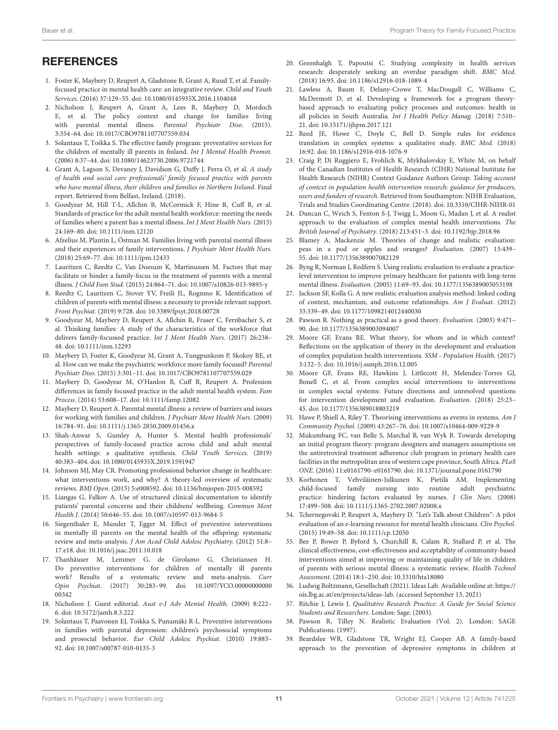## REFERENCES

1. Foster K, Maybery D, Reupert A, Gladstone B, Grant A, Ruud T, et al. Family-focused practice in mental health care: an integrative review. *Child and Youth Services.* (2016) 37:129–55. doi: 10.1080/0145935X.2016.1104048
2. Nicholson J, Reupert A, Grant A, Lees R, Maybery D, Mordoch E, et al. The policy context and change for families living with parental mental illness. *Parental Psychiatr Diso.* (2015). 3:354–64. doi: 10.1017/CBO9781107707559.034
3. Solantaus T, Toikka S. The effective family program: preventative services for the children of mentally ill parents in finland. *Int J Mental Health Promot.* (2006) 8:37–44. doi: 10.1080/14623730.2006.9721744
4. Grant A, Lagson S, Devaney J, Davidson G, Duffy J, Perra O, et al. *A study of health and social care professionals' family focused practice with parents who have mental illness, their children and families in Northern Ireland*. Final report. Retrieved from Belfast, Ireland. (2018).
5. Goodyear M, Hill T-L, Allchin B, McCormick F, Hine R, Cuff R, et al. Standards of practice for the adult mental health workforce: meeting the needs of families where a parent has a mental illness. *Int J Ment Health Nurs.* (2015) 24:169–80. doi: 10.1111/inm.12120
6. Afzelius M, Plantin L, Östman M. Families living with parental mental illness and their experiences of family interventions. *J Psychiatr Ment Health Nurs.* (2018) 25:69–77. doi: 10.1111/jpm.12433
7. Lauritzen C, Reedtz C, Van Doesum K, Martinussen M. Factors that may facilitate or hinder a family-focus in the treatment of parents with a mental illness. *J Child Fam Stud.* (2015) 24:864–71. doi: 10.1007/s10826-013-9895-y
8. Reedtz C, Lauritzen C, Stover YV, Freili JL, Rognmo K. Identification of children of parents with mental illness: a necessity to provide relevant support. *Front Psychiat.* (2019) 9:728. doi: 10.3389/fpsyt.2018.00728
9. Goodyear M, Maybery D, Reupert A, Allchin R, Fraser C, Fernbacher S, et al. Thinking families: A study of the characteristics of the workforce that delivers family-focussed practice. *Int J Ment Health Nurs.* (2017) 26:238–48. doi: 10.1111/inm.12293
10. Maybery D, Foster K, Goodyear M, Grant A, Tungpunkom P, Skokoy BE, et al. How can we make the psychiatric workforce more family focused? *Parental Psychiatr Diso*. (2015) 3:301–11. doi: 10.1017/CBO9781107707559.029
11. Maybery D, Goodyear M, O'Hanlon B, Cuff R, Reupert A. Profession differences in family focused practice in the adult mental health system. *Fam Process.* (2014) 53:608–17. doi: 10.1111/famp.12082
12. Maybery D, Reupert A. Parental mental illness: a review of barriers and issues for working with families and children. *J Psychiatr Ment Health Nurs*. (2009) 16:784–91. doi: 10.1111/j.1365-2850.2009.01456.x
13. Shah-Anwar S, Gumley A, Hunter S. Mental health professionals' perspectives of family-focused practice across child and adult mental health settings: a qualitative synthesis. *Child Youth Services.* (2019) 40:383–404. doi: 10.1080/0145935X.2019.1591947
14. Johnson MJ, May CR. Promoting professional behavior change in healthcare: what interventions work, and why? A theory-led overview of systematic reviews. *BMJ Open.* (2015) 5:e008592. doi: 10.1136/bmjopen-2015-008592
15. Liangas G, Falkov A. Use of structured clinical documentation to identify patients' parental concerns and their childrens' wellbeing. *Commun Ment Health J.* (2014) 50:646–55. doi: 10.1007/s10597-013-9684-5
16. Siegenthaler E, Munder T, Egger M. Effect of preventive interventions in mentally ill parents on the mental health of the offspring: systematic review and meta-analysis. *J Am Acad Child Adolesc Psychiatry.* (2012) 51:8–17.e18. doi: 10.1016/j.jaac.2011.10.018
17. Thanhäuser M, Lemmer G, de Girolamo G, Christiansen H. Do preventive interventions for children of mentally ill parents work? Results of a systematic review and meta-analysis. *Curr Opin Psychiat*. (2017) 30:283–99. doi: 10.1097/YCO.0000000000000342
18. Nicholson J. Guest editorial. *Aust e-J Adv Mental Health.* (2009) 8:222–6. doi: 10.5172/jamh.8.3.222
19. Solantaus T, Paavonen EJ, Toikka S, Punamäki R-L. Preventive interventions in families with parental depression: children's psychosocial symptoms and prosocial behavior. *Eur Child Adolesc Psychiat.* (2010) 19:883–92. doi: 10.1007/s00787-010-0135-3
20. Greenhalgh T, Papoutsi C. Studying complexity in health services research: desperately seeking an overdue paradigm shift. *BMC Med.* (2018) 16:95. doi: 10.1186/s12916-018-1089-4
21. Lawless A, Baum F, Delany-Crowe T, MacDougall C, Williams C, McDermott D, et al. Developing a framework for a program theory-based approach to evaluating policy processes and outcomes: health in all policies in South Australia. *Int J Health Policy Manag.* (2018) 7:510–21. doi: 10.15171/ijhpm.2017.121
22. Reed JE, Howe C, Doyle C, Bell D. Simple rules for evidence translation in complex systems: a qualitative study. *BMC Med.* (2018) 16:92. doi: 10.1186/s12916-018-1076-9
23. Craig P, Di Ruggiero E, Frohlich K, Mykhalovskiy E, White M, on behalf of the Canadian Institutes of Health Research (CIHR) National Institute for Health Research (NIHR) Context Guidance Authors Group. *Taking account of context in population health intervention research: guidance for producers, users and funders of research*. Retrieved from Southampton: NIHR Evaluation, Trials and Studies Coordinating Centre. (2018). doi: 10.3310/CIHR-NIHR-01
24. Duncan C, Weich S, Fenton S-J, Twigg L, Moon G, Madan J, et al. A realist approach to the evaluation of complex mental health interventions. *The British Journal of Psychiatry.* (2018) 213:451–3. doi: 10.1192/bjp.2018.96
25. Blamey A, Mackenzie M. Theories of change and realistic evaluation: peas in a pod or apples and oranges? *Evaluation.* (2007) 13:439–55. doi: 10.1177/1356389007082129
26. Byng R, Norman I, Redfern S. Using realistic evaluation to evaluate a practice-level intervention to improve primary healthcare for patients with long-term mental illness. *Evaluation.* (2005) 11:69–93. doi: 10.1177/1356389005053198
27. Jackson SF, Kolla G. A new realistic evaluation analysis method: linked coding of context, mechanism, and outcome relationships. *Am J Evaluat.* (2012) 33:339–49. doi: 10.1177/1098214012440030
28. Pawson R. Nothing as practical as a good theory. *Evaluation.* (2003) 9:471–90. doi: 10.1177/1356389003094007
29. Moore GF, Evans RE. What theory, for whom and in which context? Reflections on the application of theory in the development and evaluation of complex population health interventions. *SSM - Population Health.* (2017) 3:132–5. doi: 10.1016/j.ssmph.2016.12.005
30. Moore GF, Evans RE, Hawkins J, Littlecott H, Melendez-Torres GJ, Bonell C, et al. From complex social interventions to interventions in complex social systems: Future directions and unresolved questions for intervention development and evaluation. *Evaluation.* (2018) 25:23–45. doi: 10.1177/1356389018803219
31. Hawe P, Shiell A, Riley T. Theorising interventions as events in systems. *Am J Community Psychol.* (2009) 43:267–76. doi: 10.1007/s10464-009-9229-9
32. Mukumbang FC, van Belle S, Marchal B, van Wyk B. Towards developing an initial program theory: program designers and managers assumptions on the antiretroviral treatment adherence club program in primary health care facilities in the metropolitan area of western cape province, South Africa. *PLoS ONE.* (2016) 11:e0161790–e0161790. doi: 10.1371/journal.pone.0161790
33. Korhonen T, Vehviläinen-Julkunen K, Pietilä AM. Implementing child-focused family nursing into routine adult psychiatric practice: hindering factors evaluated by nurses. *J Clin Nurs.* (2008) 17:499–508. doi: 10.1111/j.1365-2702.2007.02008.x
34. Tchernegovski P, Reupert A, Maybery D. "Let's Talk about Children": A pilot evaluation of an e-learning resource for mental health clinicians. *Clin Psychol.* (2015) 19:49–58. doi: 10.1111/cp.12050
35. Bee P, Bower P, Byford S, Churchill R, Calam R, Stallard P, et al. The clinical effectiveness, cost-effectiveness and acceptability of community-based interventions aimed at improving or maintaining quality of life in children of parents with serious mental illness: a systematic review. *Health Technol Assessment.* (2014) 18:1–250. doi: 10.3310/hta18080
36. Ludwig Boltzmann, Gesellschaft (2021). Ideas Lab. Available online at: https://ois.lbg.ac.at/en/projects/ideas-lab. (accessed September 13, 2021)
37. Ritchie J, Lewis J. *Qualitative Research Practice: A Guide for Social Science Students and Researchers*. London: Sage. (2003).
38. Pawson R, Tilley N. Realistic Evaluation (Vol. 2). London: SAGE Publications. (1997).
39. Beardslee WR, Gladstone TR, Wright EJ, Cooper AB. A family-based approach to the prevention of depressive symptoms in children at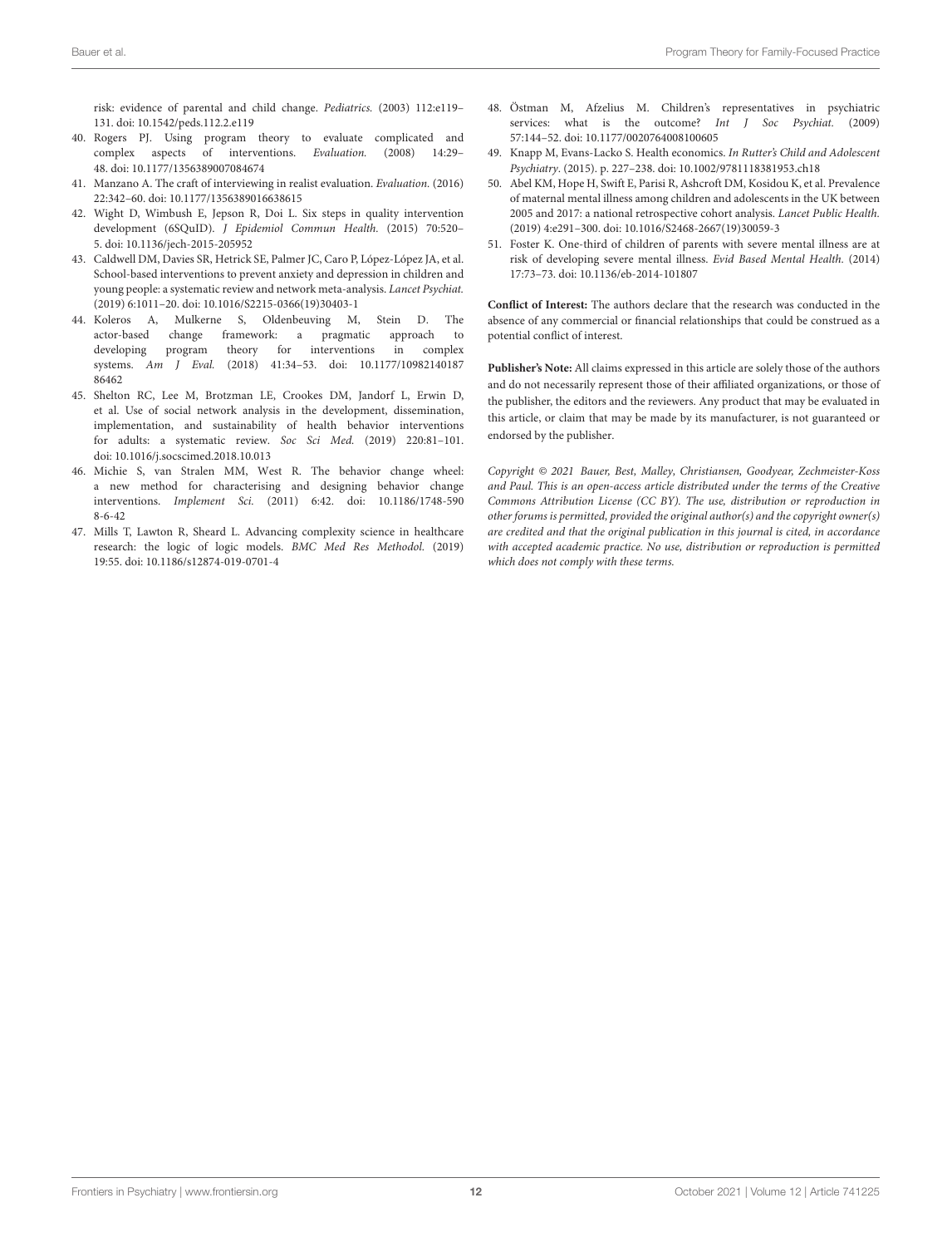risk: evidence of parental and child change. *Pediatrics.* (2003) 112:e119–131. doi: 10.1542/peds.112.2.e119

40. Rogers PJ. Using program theory to evaluate complicated and complex aspects of interventions. *Evaluation.* (2008) 14:29–48. doi: 10.1177/1356389007084674
41. Manzano A. The craft of interviewing in realist evaluation. *Evaluation.* (2016) 22:342–60. doi: 10.1177/1356389016638615
42. Wight D, Wimbush E, Jepson R, Doi L. Six steps in quality intervention development (6SQuID). *J Epidemiol Commun Health.* (2015) 70:520–5. doi: 10.1136/jech-2015-205952
43. Caldwell DM, Davies SR, Hetrick SE, Palmer JC, Caro P, López-López JA, et al. School-based interventions to prevent anxiety and depression in children and young people: a systematic review and network meta-analysis. *Lancet Psychiat.* (2019) 6:1011–20. doi: 10.1016/S2215-0366(19)30403-1
44. Koleros A, Mulkerne S, Oldenbeuving M, Stein D. The actor-based change framework: a pragmatic approach to developing program theory for interventions in complex systems. *Am J Eval.* (2018) 41:34–53. doi: 10.1177/1098214018786462
45. Shelton RC, Lee M, Brotzman LE, Crookes DM, Jandorf L, Erwin D, et al. Use of social network analysis in the development, dissemination, implementation, and sustainability of health behavior interventions for adults: a systematic review. *Soc Sci Med.* (2019) 220:81–101. doi: 10.1016/j.socscimed.2018.10.013
46. Michie S, van Stralen MM, West R. The behavior change wheel: a new method for characterising and designing behavior change interventions. *Implement Sci.* (2011) 6:42. doi: 10.1186/1748-5908-6-42
47. Mills T, Lawton R, Sheard L. Advancing complexity science in healthcare research: the logic of logic models. *BMC Med Res Methodol.* (2019) 19:55. doi: 10.1186/s12874-019-0701-4
48. Östman M, Afzelius M. Children's representatives in psychiatric services: what is the outcome? *Int J Soc Psychiat.* (2009) 57:144–52. doi: 10.1177/0020764008100605
49. Knapp M, Evans-Lacko S. Health economics. *In Rutter's Child and Adolescent Psychiatry*. (2015). p. 227–238. doi: 10.1002/9781118381953.ch18
50. Abel KM, Hope H, Swift E, Parisi R, Ashcroft DM, Kosidou K, et al. Prevalence of maternal mental illness among children and adolescents in the UK between 2005 and 2017: a national retrospective cohort analysis. *Lancet Public Health.* (2019) 4:e291–300. doi: 10.1016/S2468-2667(19)30059-3
51. Foster K. One-third of children of parents with severe mental illness are at risk of developing severe mental illness. *Evid Based Mental Health.* (2014) 17:73–73. doi: 10.1136/eb-2014-101807

**Conflict of Interest:** The authors declare that the research was conducted in the absence of any commercial or financial relationships that could be construed as a potential conflict of interest.

**Publisher's Note:** All claims expressed in this article are solely those of the authors and do not necessarily represent those of their affiliated organizations, or those of the publisher, the editors and the reviewers. Any product that may be evaluated in this article, or claim that may be made by its manufacturer, is not guaranteed or endorsed by the publisher.

*Copyright © 2021 Bauer, Best, Malley, Christiansen, Goodyear, Zechmeister-Koss and Paul. This is an open-access article distributed under the terms of the Creative Commons Attribution License (CC BY). The use, distribution or reproduction in other forums is permitted, provided the original author(s) and the copyright owner(s) are credited and that the original publication in this journal is cited, in accordance with accepted academic practice. No use, distribution or reproduction is permitted which does not comply with these terms.*